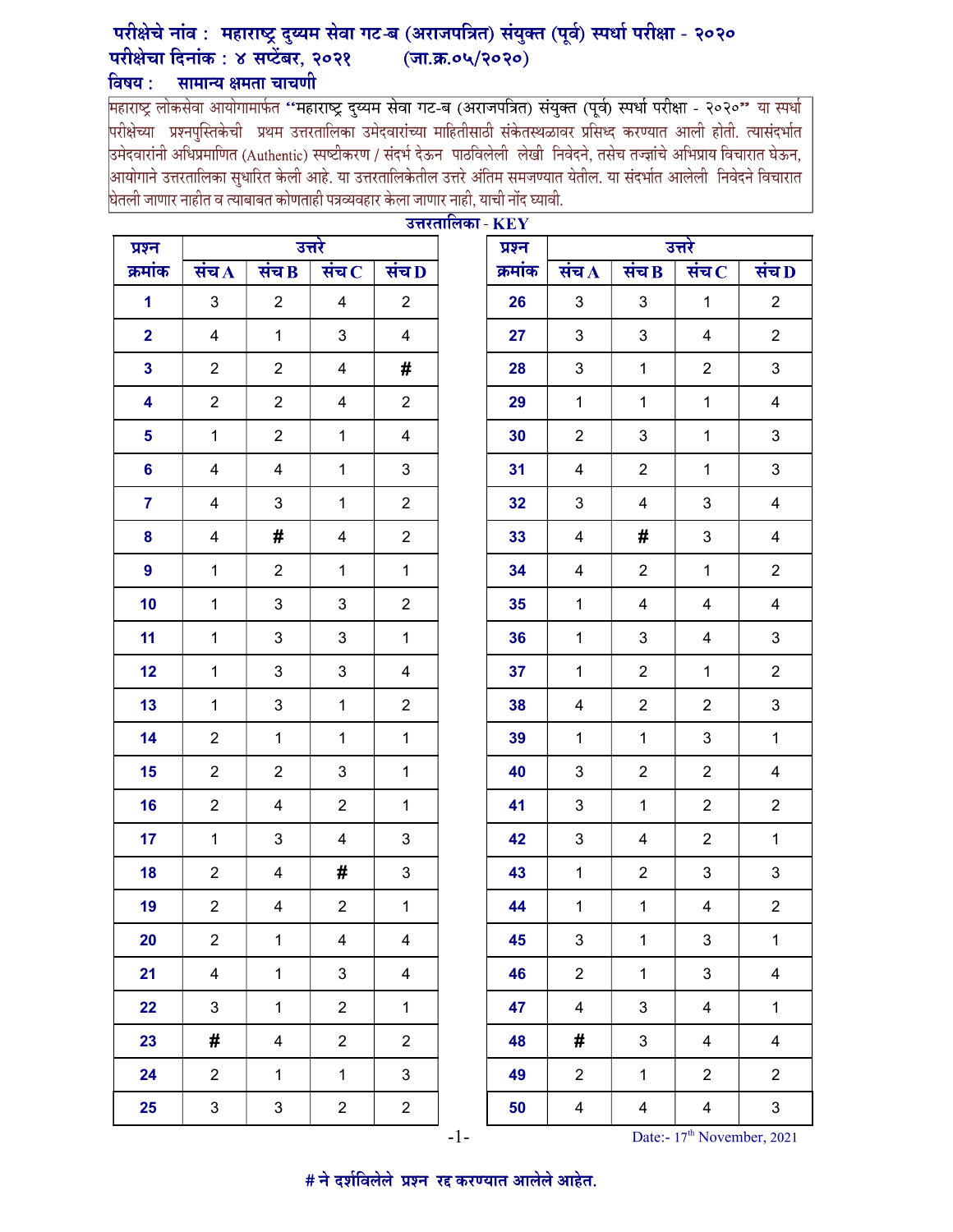**परीक्षेचे नांव : महाराष्ट्र दुय्यम सेवा गट-ब (अराजपत्रित) संयुक्त (पूर्व) स्पर्धा परीक्षा - २०२०**
**परीक्षेचा दिनांक : ४ सप्टेंबर, २०२१ (जा.क्र.०५/२०२०)**
**विषय : सामान्य क्षमता चाचणी**

महाराष्ट्र लोकसेवा आयोगामार्फत "महाराष्ट्र दुय्यम सेवा गट-ब (अराजपत्रित) संयुक्त (पूर्व) स्पर्धा परीक्षा - २०२०" या स्पर्धा परीक्षेच्या प्रश्नपुस्तिकेची प्रथम उत्तरतालिका उमेदवारांच्या माहितीसाठी संकेतस्थळावर प्रसिध्द करण्यात आली होती. त्यासंदर्भात उमेदवारांनी अधिप्रमाणित (Authentic) स्पष्टीकरण / संदर्भ देऊन पाठविलेली लेखी निवेदने, तसेच तज्ज्ञांचे अभिप्राय विचारात घेऊन, आयोगाने उत्तरतालिका सुधारित केली आहे. या उत्तरतालिकेतील उत्तरे अंतिम समजण्यात येतील. या संदर्भात आलेली निवेदने विचारात घेतली जाणार नाहीत व त्याबाबत कोणताही पत्रव्यवहार केला जाणार नाही, याची नोंद घ्यावी.

**उत्तरतालिका - KEY**

| प्रश्न क्रमांक | उत्तरे संच A | संच B | संच C | संच D |
|---|---|---|---|---|
| 1 | 3 | 2 | 4 | 2 |
| 2 | 4 | 1 | 3 | 4 |
| 3 | 2 | 2 | 4 | # |
| 4 | 2 | 2 | 4 | 2 |
| 5 | 1 | 2 | 1 | 4 |
| 6 | 4 | 4 | 1 | 3 |
| 7 | 4 | 3 | 1 | 2 |
| 8 | 4 | # | 4 | 2 |
| 9 | 1 | 2 | 1 | 1 |
| 10 | 1 | 3 | 3 | 2 |
| 11 | 1 | 3 | 3 | 1 |
| 12 | 1 | 3 | 3 | 4 |
| 13 | 1 | 3 | 1 | 2 |
| 14 | 2 | 1 | 1 | 1 |
| 15 | 2 | 2 | 3 | 1 |
| 16 | 2 | 4 | 2 | 1 |
| 17 | 1 | 3 | 4 | 3 |
| 18 | 2 | 4 | # | 3 |
| 19 | 2 | 4 | 2 | 1 |
| 20 | 2 | 1 | 4 | 4 |
| 21 | 4 | 1 | 3 | 4 |
| 22 | 3 | 1 | 2 | 1 |
| 23 | # | 4 | 2 | 2 |
| 24 | 2 | 1 | 1 | 3 |
| 25 | 3 | 3 | 2 | 2 |
| 26 | 3 | 3 | 1 | 2 |
| 27 | 3 | 3 | 4 | 2 |
| 28 | 3 | 1 | 2 | 3 |
| 29 | 1 | 1 | 1 | 4 |
| 30 | 2 | 3 | 1 | 3 |
| 31 | 4 | 2 | 1 | 3 |
| 32 | 3 | 4 | 3 | 4 |
| 33 | 4 | # | 3 | 4 |
| 34 | 4 | 2 | 1 | 2 |
| 35 | 1 | 4 | 4 | 4 |
| 36 | 1 | 3 | 4 | 3 |
| 37 | 1 | 2 | 1 | 2 |
| 38 | 4 | 2 | 2 | 3 |
| 39 | 1 | 1 | 3 | 1 |
| 40 | 3 | 2 | 2 | 4 |
| 41 | 3 | 1 | 2 | 2 |
| 42 | 3 | 4 | 2 | 1 |
| 43 | 1 | 2 | 3 | 3 |
| 44 | 1 | 1 | 4 | 2 |
| 45 | 3 | 1 | 3 | 1 |
| 46 | 2 | 1 | 3 | 4 |
| 47 | 4 | 3 | 4 | 1 |
| 48 | # | 3 | 4 | 4 |
| 49 | 2 | 1 | 2 | 2 |
| 50 | 4 | 4 | 4 | 3 |

Date:- 17th November, 2021

**# ने दर्शविलेले प्रश्न रद्द करण्यात आलेले आहेत.**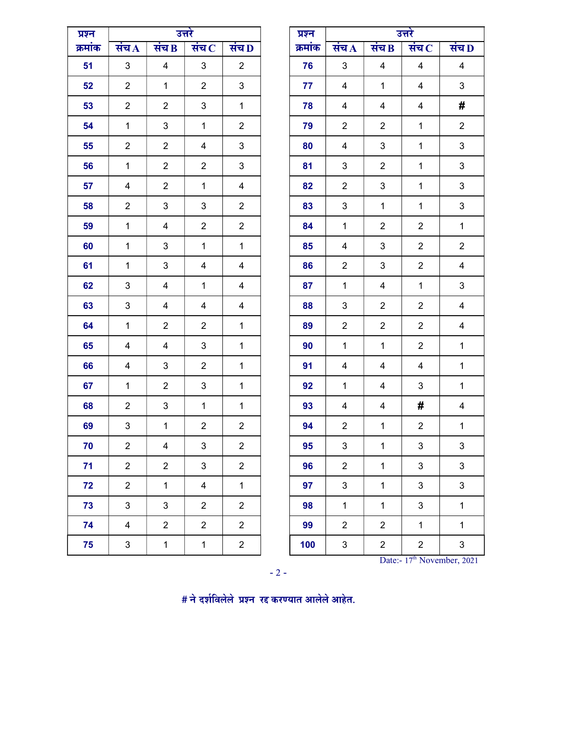| प्रश्न क्रमांक | उत्तरे | | | |
|---|---|---|---|---|
| | संच A | संच B | संच C | संच D |
| 51 | 3 | 4 | 3 | 2 |
| 52 | 2 | 1 | 2 | 3 |
| 53 | 2 | 2 | 3 | 1 |
| 54 | 1 | 3 | 1 | 2 |
| 55 | 2 | 2 | 4 | 3 |
| 56 | 1 | 2 | 2 | 3 |
| 57 | 4 | 2 | 1 | 4 |
| 58 | 2 | 3 | 3 | 2 |
| 59 | 1 | 4 | 2 | 2 |
| 60 | 1 | 3 | 1 | 1 |
| 61 | 1 | 3 | 4 | 4 |
| 62 | 3 | 4 | 1 | 4 |
| 63 | 3 | 4 | 4 | 4 |
| 64 | 1 | 2 | 2 | 1 |
| 65 | 4 | 4 | 3 | 1 |
| 66 | 4 | 3 | 2 | 1 |
| 67 | 1 | 2 | 3 | 1 |
| 68 | 2 | 3 | 1 | 1 |
| 69 | 3 | 1 | 2 | 2 |
| 70 | 2 | 4 | 3 | 2 |
| 71 | 2 | 2 | 3 | 2 |
| 72 | 2 | 1 | 4 | 1 |
| 73 | 3 | 3 | 2 | 2 |
| 74 | 4 | 2 | 2 | 2 |
| 75 | 3 | 1 | 1 | 2 |

| प्रश्न क्रमांक | उत्तरे | | | |
|---|---|---|---|---|
| | संच A | संच B | संच C | संच D |
| 76 | 3 | 4 | 4 | 4 |
| 77 | 4 | 1 | 4 | 3 |
| 78 | 4 | 4 | 4 | # |
| 79 | 2 | 2 | 1 | 2 |
| 80 | 4 | 3 | 1 | 3 |
| 81 | 3 | 2 | 1 | 3 |
| 82 | 2 | 3 | 1 | 3 |
| 83 | 3 | 1 | 1 | 3 |
| 84 | 1 | 2 | 2 | 1 |
| 85 | 4 | 3 | 2 | 2 |
| 86 | 2 | 3 | 2 | 4 |
| 87 | 1 | 4 | 1 | 3 |
| 88 | 3 | 2 | 2 | 4 |
| 89 | 2 | 2 | 2 | 4 |
| 90 | 1 | 1 | 2 | 1 |
| 91 | 4 | 4 | 4 | 1 |
| 92 | 1 | 4 | 3 | 1 |
| 93 | 4 | 4 | # | 4 |
| 94 | 2 | 1 | 2 | 1 |
| 95 | 3 | 1 | 3 | 3 |
| 96 | 2 | 1 | 3 | 3 |
| 97 | 3 | 1 | 3 | 3 |
| 98 | 1 | 1 | 3 | 1 |
| 99 | 2 | 2 | 1 | 1 |
| 100 | 3 | 2 | 2 | 3 |

Date:- 17th November, 2021

# ने दर्शविलेले प्रश्न रद्द करण्यात आलेले आहेत.